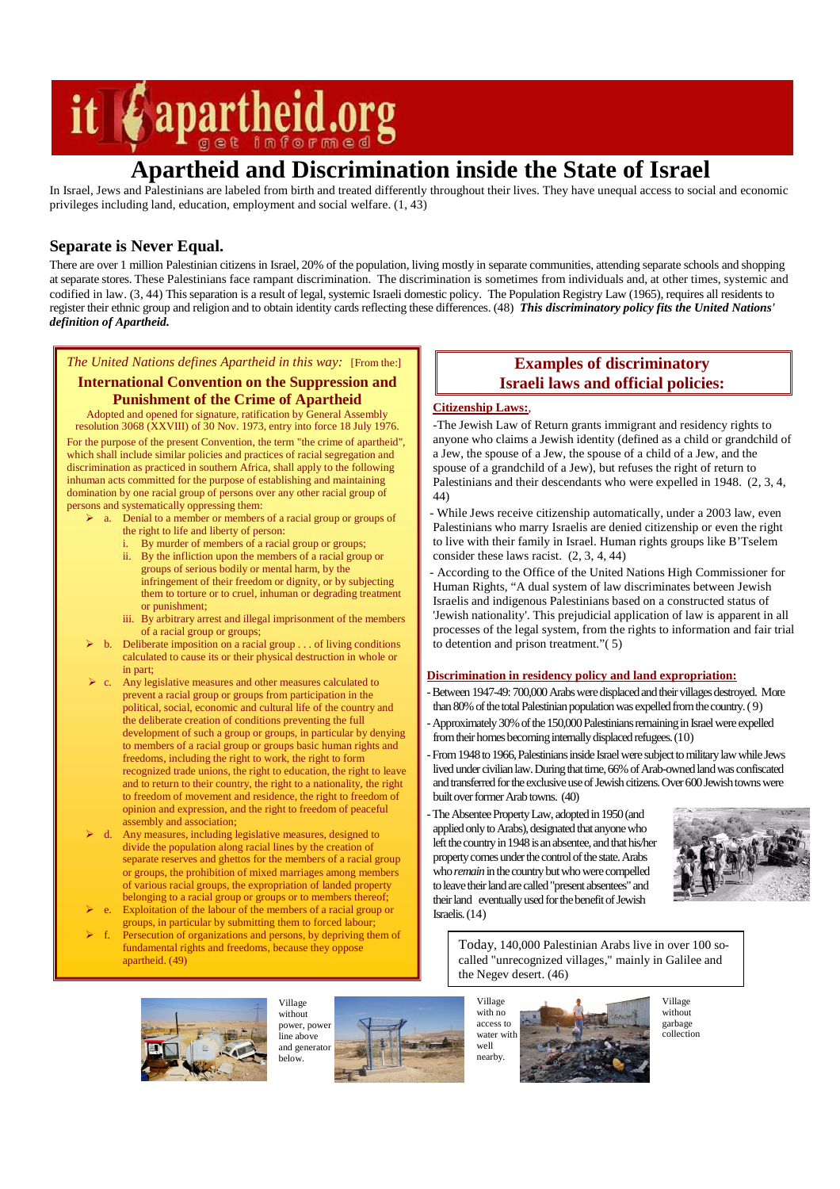# Apartheid and Discrimination inside the State of Israel

In Israel, Jews and Palestinians are labeled from birth and treated differently throughout their lives. They have unequal access to social and economic privileges including land, education, employment and social welfare. (1, 43)

## Separate is Never Equal.

There are over 1 million Palestinian citizens in Israel, 20% of the population, living mostly in separate communities, attending separate schools and shopping at separate stores. These Palestinians face rampant discrimination. The discrimination is sometimes from individuals and, at other times, systemic and codified in law. (3, 44) This separation is a result of legal, systemic Israeli domestic policy. The Population Registry Law (1965), requires all residents to register their ethnic group and religion and to obtain identity cards reflecting these differences. (48) ***This discriminatory policy fits the United Nations' definition of Apartheid.***

*The United Nations defines Apartheid in this way:* [From the:]

### International Convention on the Suppression and Punishment of the Crime of Apartheid

Adopted and opened for signature, ratification by General Assembly resolution 3068 (XXVIII) of 30 Nov. 1973, entry into force 18 July 1976.

For the purpose of the present Convention, the term "the crime of apartheid", which shall include similar policies and practices of racial segregation and discrimination as practiced in southern Africa, shall apply to the following inhuman acts committed for the purpose of establishing and maintaining domination by one racial group of persons over any other racial group of persons and systematically oppressing them:

- a. Denial to a member or members of a racial group or groups of the right to life and liberty of person:
  - i. By murder of members of a racial group or groups;
  - ii. By the infliction upon the members of a racial group or groups of serious bodily or mental harm, by the infringement of their freedom or dignity, or by subjecting them to torture or to cruel, inhuman or degrading treatment or punishment;
  - iii. By arbitrary arrest and illegal imprisonment of the members of a racial group or groups;
- b. Deliberate imposition on a racial group . . . of living conditions calculated to cause its or their physical destruction in whole or in part;
- c. Any legislative measures and other measures calculated to prevent a racial group or groups from participation in the political, social, economic and cultural life of the country and the deliberate creation of conditions preventing the full development of such a group or groups, in particular by denying to members of a racial group or groups basic human rights and freedoms, including the right to work, the right to form recognized trade unions, the right to education, the right to leave and to return to their country, the right to a nationality, the right to freedom of movement and residence, the right to freedom of opinion and expression, and the right to freedom of peaceful assembly and association;
- d. Any measures, including legislative measures, designed to divide the population along racial lines by the creation of separate reserves and ghettos for the members of a racial group or groups, the prohibition of mixed marriages among members of various racial groups, the expropriation of landed property belonging to a racial group or groups or to members thereof;
- e. Exploitation of the labour of the members of a racial group or groups, in particular by submitting them to forced labour;
- f. Persecution of organizations and persons, by depriving them of fundamental rights and freedoms, because they oppose apartheid. (49)

## Examples of discriminatory Israeli laws and official policies:

**Citizenship Laws:**

-The Jewish Law of Return grants immigrant and residency rights to anyone who claims a Jewish identity (defined as a child or grandchild of a Jew, the spouse of a Jew, the spouse of a child of a Jew, and the spouse of a grandchild of a Jew), but refuses the right of return to Palestinians and their descendants who were expelled in 1948. (2, 3, 4, 44)

- While Jews receive citizenship automatically, under a 2003 law, even Palestinians who marry Israelis are denied citizenship or even the right to live with their family in Israel. Human rights groups like B'Tselem consider these laws racist. (2, 3, 4, 44)

- According to the Office of the United Nations High Commissioner for Human Rights, "A dual system of law discriminates between Jewish Israelis and indigenous Palestinians based on a constructed status of 'Jewish nationality'. This prejudicial application of law is apparent in all processes of the legal system, from the rights to information and fair trial to detention and prison treatment."( 5)

**Discrimination in residency policy and land expropriation:**

- Between 1947-49: 700,000 Arabs were displaced and their villages destroyed. More than 80% of the total Palestinian population was expelled from the country. ( 9)
- Approximately 30% of the 150,000 Palestinians remaining in Israel were expelled from their homes becoming internally displaced refugees. (10)
- From 1948 to 1966, Palestinians inside Israel were subject to military law while Jews lived under civilian law. During that time, 66% of Arab-owned land was confiscated and transferred for the exclusive use of Jewish citizens. Over 600 Jewish towns were built over former Arab towns. (40)
- The Absentee Property Law, adopted in 1950 (and applied only to Arabs), designated that anyone who left the country in 1948 is an absentee, and that his/her property comes under the control of the state. Arabs who *remain* in the country but who were compelled to leave their land are called "present absentees" and their land eventually used for the benefit of Jewish Israelis. (14)

Today, 140,000 Palestinian Arabs live in over 100 so-called "unrecognized villages," mainly in Galilee and the Negev desert. (46)

Village without power, power line above and generator below.

Village with no access to water with well nearby.

Village without garbage collection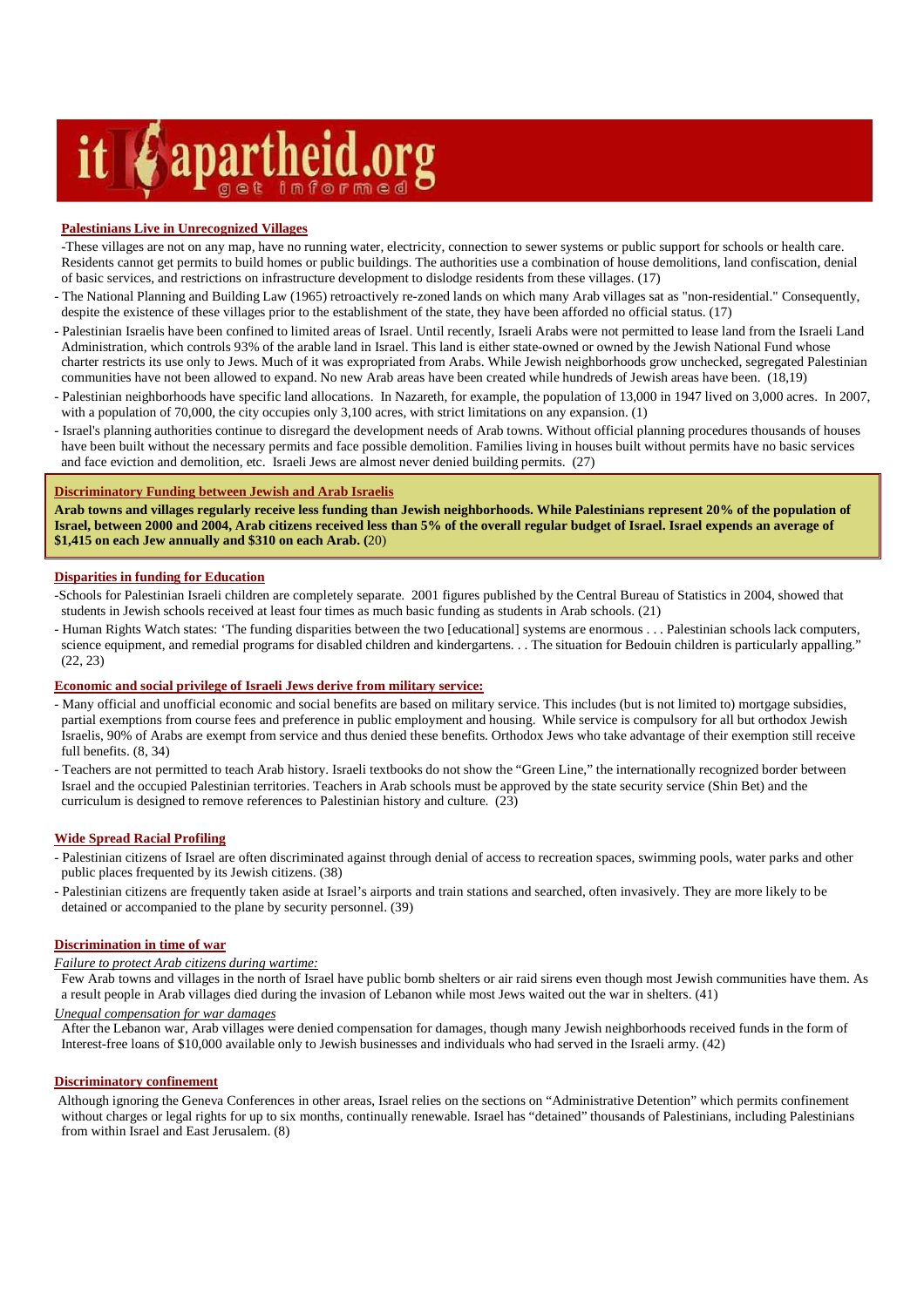# it apartheid.org

get informed

## Palestinians Live in Unrecognized Villages

-These villages are not on any map, have no running water, electricity, connection to sewer systems or public support for schools or health care. Residents cannot get permits to build homes or public buildings. The authorities use a combination of house demolitions, land confiscation, denial of basic services, and restrictions on infrastructure development to dislodge residents from these villages. (17)

- The National Planning and Building Law (1965) retroactively re-zoned lands on which many Arab villages sat as "non-residential." Consequently, despite the existence of these villages prior to the establishment of the state, they have been afforded no official status. (17)
- Palestinian Israelis have been confined to limited areas of Israel. Until recently, Israeli Arabs were not permitted to lease land from the Israeli Land Administration, which controls 93% of the arable land in Israel. This land is either state-owned or owned by the Jewish National Fund whose charter restricts its use only to Jews. Much of it was expropriated from Arabs. While Jewish neighborhoods grow unchecked, segregated Palestinian communities have not been allowed to expand. No new Arab areas have been created while hundreds of Jewish areas have been. (18,19)
- Palestinian neighborhoods have specific land allocations. In Nazareth, for example, the population of 13,000 in 1947 lived on 3,000 acres. In 2007, with a population of 70,000, the city occupies only 3,100 acres, with strict limitations on any expansion. (1)
- Israel's planning authorities continue to disregard the development needs of Arab towns. Without official planning procedures thousands of houses have been built without the necessary permits and face possible demolition. Families living in houses built without permits have no basic services and face eviction and demolition, etc. Israeli Jews are almost never denied building permits. (27)

## Discriminatory Funding between Jewish and Arab Israelis

**Arab towns and villages regularly receive less funding than Jewish neighborhoods. While Palestinians represent 20% of the population of Israel, between 2000 and 2004, Arab citizens received less than 5% of the overall regular budget of Israel. Israel expends an average of $1,415 on each Jew annually and $310 on each Arab. (**20)

## Disparities in funding for Education

-Schools for Palestinian Israeli children are completely separate. 2001 figures published by the Central Bureau of Statistics in 2004, showed that students in Jewish schools received at least four times as much basic funding as students in Arab schools. (21)

- Human Rights Watch states: 'The funding disparities between the two [educational] systems are enormous . . . Palestinian schools lack computers, science equipment, and remedial programs for disabled children and kindergartens. . . The situation for Bedouin children is particularly appalling." (22, 23)

## Economic and social privilege of Israeli Jews derive from military service:

- Many official and unofficial economic and social benefits are based on military service. This includes (but is not limited to) mortgage subsidies, partial exemptions from course fees and preference in public employment and housing. While service is compulsory for all but orthodox Jewish Israelis, 90% of Arabs are exempt from service and thus denied these benefits. Orthodox Jews who take advantage of their exemption still receive full benefits. (8, 34)
- Teachers are not permitted to teach Arab history. Israeli textbooks do not show the "Green Line," the internationally recognized border between Israel and the occupied Palestinian territories. Teachers in Arab schools must be approved by the state security service (Shin Bet) and the curriculum is designed to remove references to Palestinian history and culture. (23)

## Wide Spread Racial Profiling

- Palestinian citizens of Israel are often discriminated against through denial of access to recreation spaces, swimming pools, water parks and other public places frequented by its Jewish citizens. (38)
- Palestinian citizens are frequently taken aside at Israel's airports and train stations and searched, often invasively. They are more likely to be detained or accompanied to the plane by security personnel. (39)

## Discrimination in time of war

*Failure to protect Arab citizens during wartime:*

Few Arab towns and villages in the north of Israel have public bomb shelters or air raid sirens even though most Jewish communities have them. As a result people in Arab villages died during the invasion of Lebanon while most Jews waited out the war in shelters. (41)

*Unequal compensation for war damages*

After the Lebanon war, Arab villages were denied compensation for damages, though many Jewish neighborhoods received funds in the form of Interest-free loans of $10,000 available only to Jewish businesses and individuals who had served in the Israeli army. (42)

## Discriminatory confinement

Although ignoring the Geneva Conferences in other areas, Israel relies on the sections on "Administrative Detention" which permits confinement without charges or legal rights for up to six months, continually renewable. Israel has "detained" thousands of Palestinians, including Palestinians from within Israel and East Jerusalem. (8)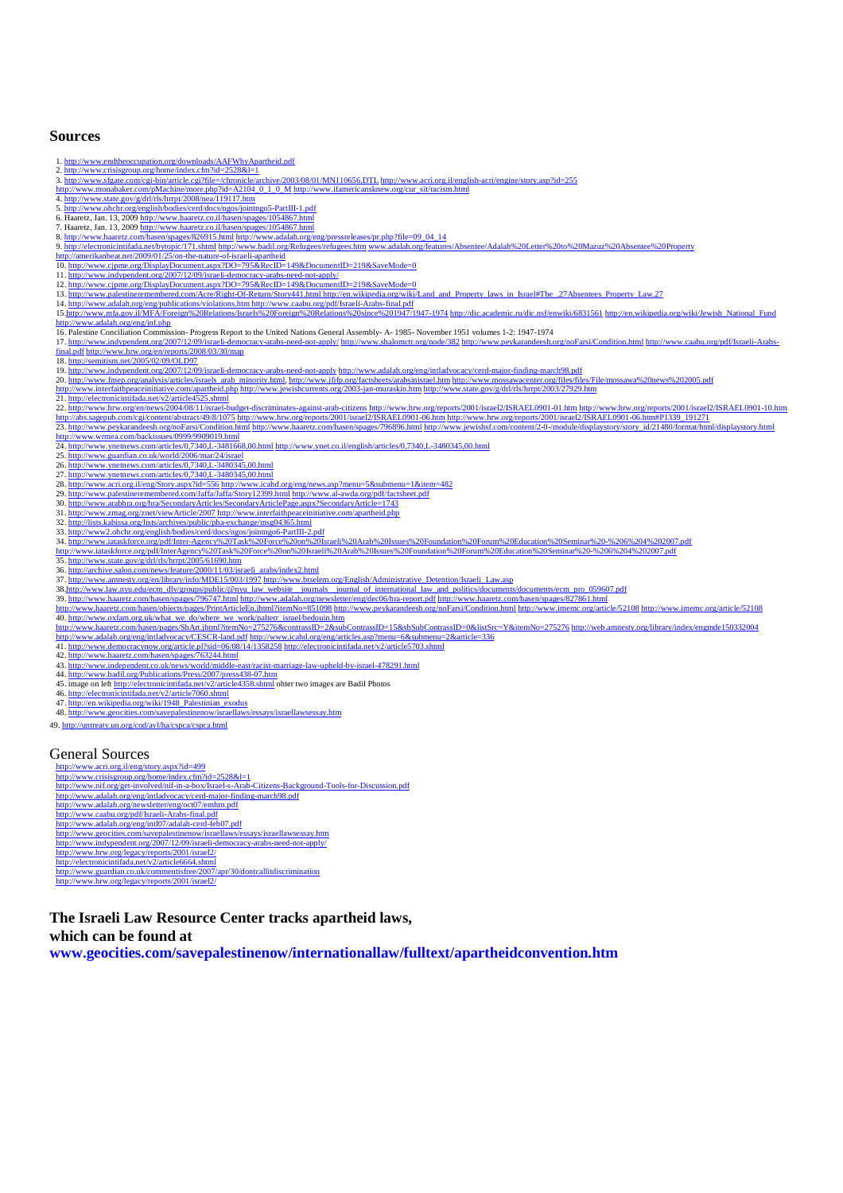## Sources

1. http://www.endtheoccupation.org/downloads/AAFWhyApartheid.pdf
2. http://www.crisisgroup.org/home/index.cfm?id=2528&l=1
3. http://www.sfgate.com/cgi-bin/article.cgi?file=/chronicle/archive/2003/08/01/MN110656.DTL http://www.acri.org.il/english-acri/engine/story.asp?id=255 http://www.monabaker.com/pMachine/more.php?id=A2104_0_1_0_M http://www.ifamericansknew.org/cur_sit/racism.html
4. http://www.state.gov/g/drl/rls/hrrpt/2008/nea/119117.htm
5. http://www.ohchr.org/english/bodies/cerd/docs/ngos/jointngo5-PartIII-1.pdf
6. Haaretz, Jan. 13, 2009 http://www.haaretz.co.il/hasen/spages/1054867.html
7. Haaretz, Jan. 13, 2009 http://www.haaretz.co.il/hasen/spages/1054867.html
8. http://www.haaretz.com/hasen/spages/826915.html http://www.adalah.org/eng/pressreleases/pr.php?file=09_04_14
9. http://electronicintifada.net/bytopic/171.shtml http://www.badil.org/Refugees/refugees.htm www.adalah.org/features/Absentee/Adalah%20Letter%20to%20Mazuz%20Absentee%20Property http://amerikanbeat.net/2009/01/25/on-the-nature-of-israeli-apartheid
10. http://www.cjpme.org/DisplayDocument.aspx?DO=795&RecID=149&DocumentID=219&SaveMode=0
11. http://www.indypendent.org/2007/12/09/israeli-democracy-arabs-need-not-apply/
12. http://www.cjpme.org/DisplayDocument.aspx?DO=795&RecID=149&DocumentID=219&SaveMode=0
13. http://www.palestineremembered.com/Acre/Right-Of-Return/Story441.html http://en.wikipedia.org/wiki/Land_and_Property_laws_in_Israel#The_.27Absentees_Property_Law.27
14. http://www.adalah.org/eng/publications/violations.htm http://www.caabu.org/pdf/Israeli-Arabs-final.pdf
15. http://www.mfa.gov.il/MFA/Foreign%20Relations/Israels%20Foreign%20Relations%20since%201947/1947-1974 http://dic.academic.ru/dic.nsf/enwiki/6831561 http://en.wikipedia.org/wiki/Jewish_National_Fund http://www.adalah.org/eng/jnf.php
16. Palestine Conciliation Commission- Progress Report to the United Nations General Assembly- A- 1985- November 1951 volumes 1-2: 1947-1974
17. http://www.indypendent.org/2007/12/09/israeli-democracy-arabs-need-not-apply/ http://www.shalomctr.org/node/382 http://www.peykarandeesh.org/noFarsi/Condition.html http://www.caabu.org/pdf/Israeli-Arabs-final.pdf http://www.hrw.org/en/reports/2008/03/30/map
18. http://semitism.net/2005/02/09/OLD97
19. http://www.indypendent.org/2007/12/09/israeli-democracy-arabs-need-not-apply http://www.adalah.org/eng/intladvocacy/cerd-major-finding-march98.pdf
20. http://www.fmep.org/analysis/articles/israels_arab_minority.html, http://www.jfjfp.org/factsheets/arabsinisrael.htm http://www.mossawacenter.org/files/files/File/mossawa%20news%202005.pdf http://www.interfaithpeaceinitiative.com/apartheid.php http://www.jewishcurrents.org/2003-jan-muraskin.htm http://www.state.gov/g/drl/rls/hrrpt/2003/27929.htm
21. http://electronicintifada.net/v2/article4525.shtml
22. http://www.hrw.org/en/news/2004/08/11/israel-budget-discriminates-against-arab-citizens http://www.hrw.org/reports/2001/israel2/ISRAEL0901-01.htm http://www.hrw.org/reports/2001/israel2/ISRAEL0901-10.htm http://abs.sagepub.com/cgi/content/abstract/49/8/1075 http://www.hrw.org/reports/2001/israel2/ISRAEL0901-06.htm http://www.hrw.org/reports/2001/israel2/ISRAEL0901-06.htm#P1339_191271
23. http://www.peykarandeesh.org/noFarsi/Condition.html http://www.haaretz.com/hasen/spages/796896.html http://www.jewishsf.com/content/2-0-/module/displaystory/story_id/21480/format/html/displaystory.html http://www.wrmea.com/backissues/0999/9909019.html
24. http://www.ynetnews.com/articles/0,7340,L-3481668,00.html http://www.ynet.co.il/english/articles/0,7340,L-3480345,00.html
25. http://www.guardian.co.uk/world/2006/mar/24/israel
26. http://www.ynetnews.com/articles/0,7340,L-3480345,00.html
27. http://www.ynetnews.com/articles/0,7340,L-3480345,00.html
28. http://www.acri.org.il/eng/Story.aspx?id=556 http://www.icahd.org/eng/news.asp?menu=5&submenu=1&item=482
29. http://www.palestineremembered.com/Jaffa/Jaffa/Story12399.html http://www.al-awda.org/pdf/factsheet.pdf
30. http://www.arabhra.org/hra/SecondaryArticles/SecondaryArticlePage.aspx?SecondaryArticle=1743
31. http://www.zmag.org/znet/viewArticle/2007 http://www.interfaithpeaceinitiative.com/apartheid.php
32. http://lists.kabissa.org/lists/archives/public/pha-exchange/msg04365.html
33. http://www2.ohchr.org/english/bodies/cerd/docs/ngos/jointngo3-PartIII-2.pdf
34. http://www.iataskforce.org/pdf/Inter-Agency%20Task%20Force%20on%20Israeli%20Arab%20Issues%20Foundation%20Forum%20Education%20Seminar%20-%206%204%202007.pdf http://www.iataskforce.org/pdf/InterAgency%20Task%20Force%20on%20Israeli%20Arab%20Issues%20Foundation%20Forum%20Education%20Seminar%20-%206%204%202007.pdf
35. http://www.state.gov/g/drl/rls/hrrpt/2005/61690.htm
36. http://archive.salon.com/news/feature/2000/11/03/israeli_arabs/index2.html
37. http://www.amnesty.org/en/library/info/MDE15/003/1997 http://www.btselem.org/English/Administrative_Detention/Israeli_Law.asp
38. http://www.law.nyu.edu/ecm_dlv/groups/public/@nyu_law_website__journals__journal_of_international_law_and_politics/documents/documents/ecm_pro_059607.pdf
39. http://www.haaretz.com/hasen/spages/796747.html http://www.adalah.org/newsletter/eng/dec06/hra-report.pdf http://www.haaretz.com/hasen/spages/827861.html http://www.haaretz.com/hasen/objects/pages/PrintArticleEn.jhtml?itemNo=851098 http://www.peykarandeesh.org/noFarsi/Condition.html http://www.imemc.org/article/52108 http://www.imemc.org/article/52108
40. http://www.oxfam.org.uk/what_we_do/where_we_work/palterr_israel/bedouin.htm http://www.haaretz.com/hasen/pages/ShArt.jhtml?itemNo=275276&contrassID=2&subContrassID=15&sbSubContrassID=0&listSrc=Y&itemNo=275276 http://web.amnesty.org/library/index/engmde150332004 http://www.adalah.org/eng/intladvocacy/CESCR-land.pdf http://www.icahd.org/eng/articles.asp?menu=6&submenu=2&article=336
41. http://www.democracynow.org/article.pl?sid=06/08/14/1358258 http://electronicintifada.net/v2/article5703.shtml
42. http://www.haaretz.com/hasen/spages/763244.html
43. http://www.independent.co.uk/news/world/middle-east/racist-marriage-law-upheld-by-israel-478291.html
44. http://www.badil.org/Publications/Press/2007/press438-07.htm
45. image on left http://electronicintifada.net/v2/article4358.shtml ohter two images are Badil Photos
46. http://electronicintifada.net/v2/article7060.shtml
47. http://en.wikipedia.org/wiki/1948_Palestinian_exodus
48. http://www.geocities.com/savepalestinenow/israellaws/essays/israellawsessay.htm
49. http://untreaty.un.org/cod/avl/ha/cspca/cspca.html

## General Sources

http://www.acri.org.il/eng/story.aspx?id=499
http://www.crisisgroup.org/home/index.cfm?id=2528&l=1
http://www.nif.org/get-involved/nif-in-a-box/Israel-s-Arab-Citizens-Background-Tools-for-Discussion.pdf
http://www.adalah.org/eng/intladvocacy/cerd-major-finding-march98.pdf
http://www.adalah.org/newsletter/eng/oct07/emhrn.pdf
http://www.caabu.org/pdf/Israeli-Arabs-final.pdf
http://www.adalah.org/eng/intl07/adalah-cerd-feb07.pdf
http://www.geocities.com/savepalestinenow/israellaws/essays/israellawsessay.htm
http://www.indypendent.org/2007/12/09/israeli-democracy-arabs-need-not-apply/
http://www.hrw.org/legacy/reports/2001/israel2/
http://electronicintifada.net/v2/article6664.shtml
http://www.guardian.co.uk/commentisfree/2007/apr/30/dontcallitdiscrimination
http://www.hrw.org/legacy/reports/2001/israel2/

**The Israeli Law Resource Center tracks apartheid laws, which can be found at www.geocities.com/savepalestinenow/internationallaw/fulltext/apartheidconvention.htm**